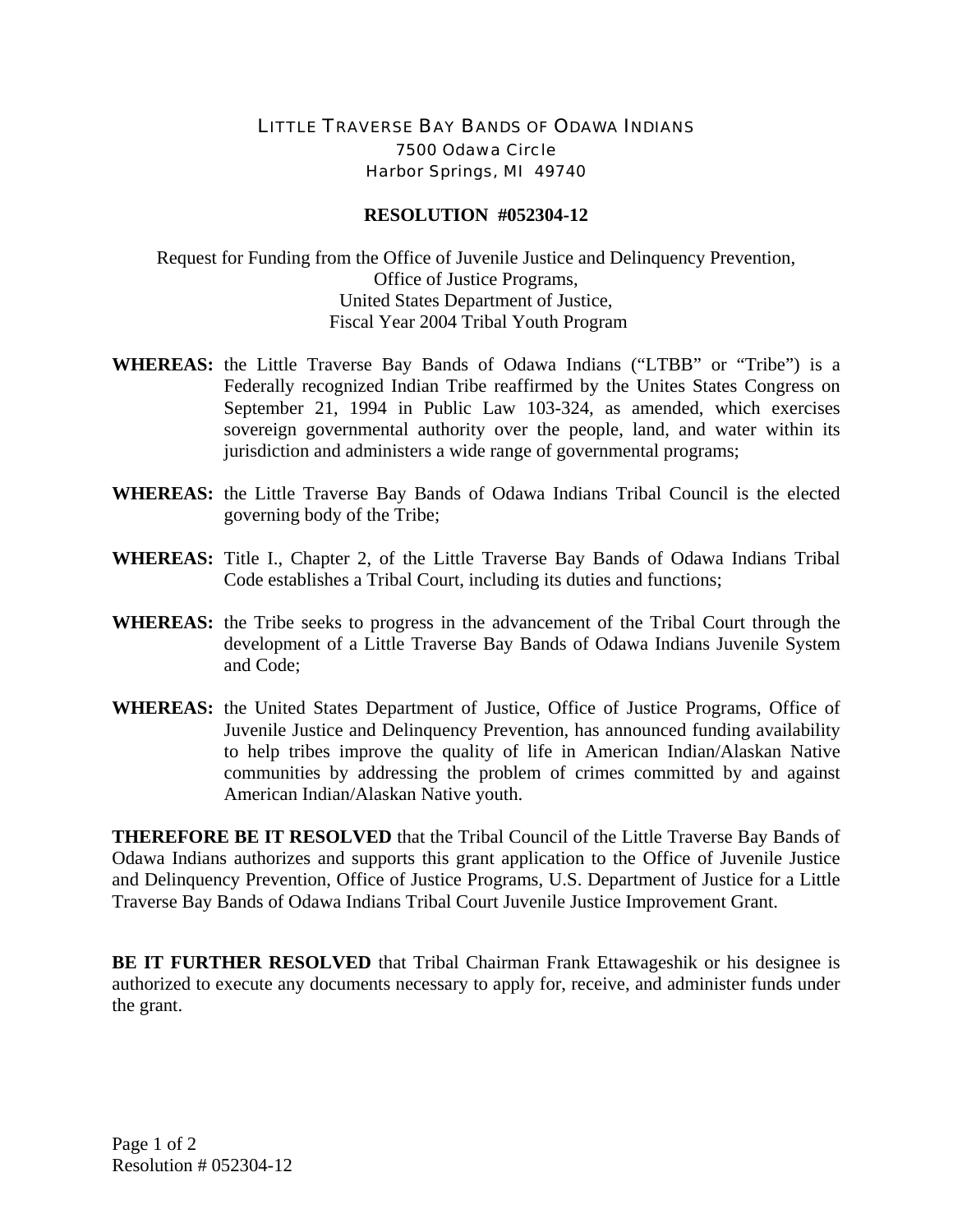LITTLE TRAVERSE BAY BANDS OF ODAWA INDIANS
7500 Odawa Circle
Harbor Springs, MI 49740

**RESOLUTION #052304-12**

Request for Funding from the Office of Juvenile Justice and Delinquency Prevention,
Office of Justice Programs,
United States Department of Justice,
Fiscal Year 2004 Tribal Youth Program

**WHEREAS:** the Little Traverse Bay Bands of Odawa Indians ("LTBB" or "Tribe") is a Federally recognized Indian Tribe reaffirmed by the Unites States Congress on September 21, 1994 in Public Law 103-324, as amended, which exercises sovereign governmental authority over the people, land, and water within its jurisdiction and administers a wide range of governmental programs;

**WHEREAS:** the Little Traverse Bay Bands of Odawa Indians Tribal Council is the elected governing body of the Tribe;

**WHEREAS:** Title I., Chapter 2, of the Little Traverse Bay Bands of Odawa Indians Tribal Code establishes a Tribal Court, including its duties and functions;

**WHEREAS:** the Tribe seeks to progress in the advancement of the Tribal Court through the development of a Little Traverse Bay Bands of Odawa Indians Juvenile System and Code;

**WHEREAS:** the United States Department of Justice, Office of Justice Programs, Office of Juvenile Justice and Delinquency Prevention, has announced funding availability to help tribes improve the quality of life in American Indian/Alaskan Native communities by addressing the problem of crimes committed by and against American Indian/Alaskan Native youth.

**THEREFORE BE IT RESOLVED** that the Tribal Council of the Little Traverse Bay Bands of Odawa Indians authorizes and supports this grant application to the Office of Juvenile Justice and Delinquency Prevention, Office of Justice Programs, U.S. Department of Justice for a Little Traverse Bay Bands of Odawa Indians Tribal Court Juvenile Justice Improvement Grant.

**BE IT FURTHER RESOLVED** that Tribal Chairman Frank Ettawageshik or his designee is authorized to execute any documents necessary to apply for, receive, and administer funds under the grant.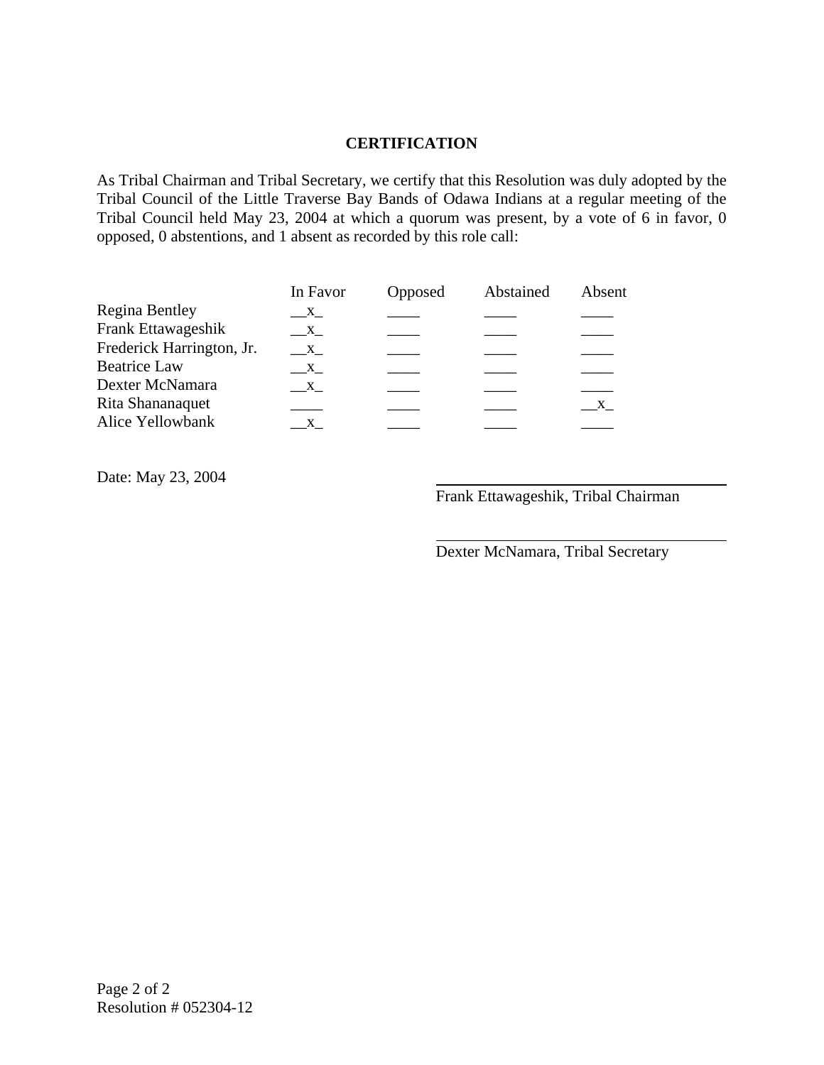**CERTIFICATION**

As Tribal Chairman and Tribal Secretary, we certify that this Resolution was duly adopted by the Tribal Council of the Little Traverse Bay Bands of Odawa Indians at a regular meeting of the Tribal Council held May 23, 2004 at which a quorum was present, by a vote of 6 in favor, 0 opposed, 0 abstentions, and 1 absent as recorded by this role call:

| | In Favor | Opposed | Abstained | Absent |
|---|---|---|---|---|
| Regina Bentley | x | | | |
| Frank Ettawageshik | x | | | |
| Frederick Harrington, Jr. | x | | | |
| Beatrice Law | x | | | |
| Dexter McNamara | x | | | |
| Rita Shananaquet | | | | x |
| Alice Yellowbank | x | | | |

Date: May 23, 2004

Frank Ettawageshik, Tribal Chairman

Dexter McNamara, Tribal Secretary

Resolution # 052304-12